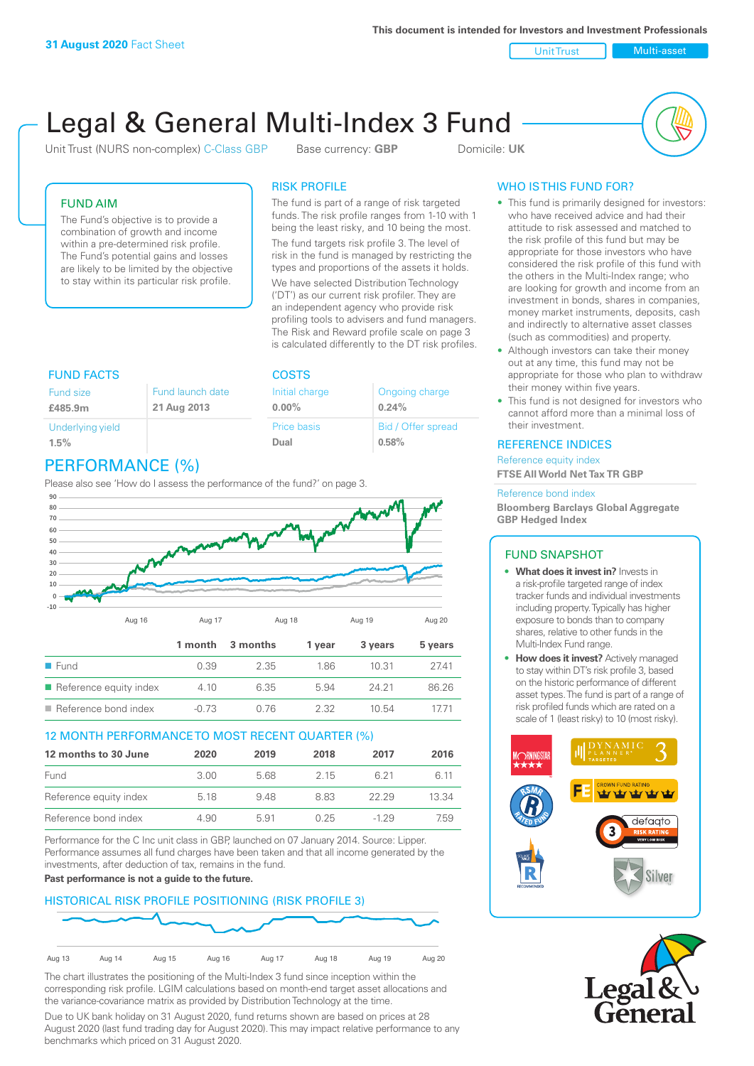This document is intended for Investors and Investment Professionals

**31 August 2020** Fact Sheet

Unit Trust | Multi-asset

# Legal & General Multi-Index 3 Fund

Unit Trust (NURS non-complex) C-Class GBP    Base currency: **GBP**    Domicile: **UK**

## FUND AIM

The Fund's objective is to provide a combination of growth and income within a pre-determined risk profile. The Fund's potential gains and losses are likely to be limited by the objective to stay within its particular risk profile.

## RISK PROFILE

The fund is part of a range of risk targeted funds. The risk profile ranges from 1-10 with 1 being the least risky, and 10 being the most.

The fund targets risk profile 3. The level of risk in the fund is managed by restricting the types and proportions of the assets it holds. We have selected Distribution Technology ('DT') as our current risk profiler. They are an independent agency who provide risk profiling tools to advisers and fund managers. The Risk and Reward profile scale on page 3 is calculated differently to the DT risk profiles.

## WHO IS THIS FUND FOR?

- This fund is primarily designed for investors: who have received advice and had their attitude to risk assessed and matched to the risk profile of this fund but may be appropriate for those investors who have considered the risk profile of this fund with the others in the Multi-Index range; who are looking for growth and income from an investment in bonds, shares in companies, money market instruments, deposits, cash and indirectly to alternative asset classes (such as commodities) and property.
- Although investors can take their money out at any time, this fund may not be appropriate for those who plan to withdraw their money within five years.
- This fund is not designed for investors who cannot afford more than a minimal loss of their investment.

## FUND FACTS

| Fund size | Fund launch date |
|---|---|
| **£485.9m** | **21 Aug 2013** |
| Underlying yield | |
| **1.5%** | |

## COSTS

| Initial charge | Ongoing charge |
|---|---|
| **0.00%** | **0.24%** |
| Price basis | Bid / Offer spread |
| **Dual** | **0.58%** |

## REFERENCE INDICES

Reference equity index
**FTSE All World Net Tax TR GBP**

Reference bond index
**Bloomberg Barclays Global Aggregate GBP Hedged Index**

## PERFORMANCE (%)

Please also see 'How do I assess the performance of the fund?' on page 3.

| | 1 month | 3 months | 1 year | 3 years | 5 years |
|---|---|---|---|---|---|
| Fund | 0.39 | 2.35 | 1.86 | 10.31 | 27.41 |
| Reference equity index | 4.10 | 6.35 | 5.94 | 24.21 | 86.26 |
| Reference bond index | -0.73 | 0.76 | 2.32 | 10.54 | 17.71 |

## 12 MONTH PERFORMANCE TO MOST RECENT QUARTER (%)

| 12 months to 30 June | 2020 | 2019 | 2018 | 2017 | 2016 |
|---|---|---|---|---|---|
| Fund | 3.00 | 5.68 | 2.15 | 6.21 | 6.11 |
| Reference equity index | 5.18 | 9.48 | 8.83 | 22.29 | 13.34 |
| Reference bond index | 4.90 | 5.91 | 0.25 | -1.29 | 7.59 |

Performance for the C Inc unit class in GBP, launched on 07 January 2014. Source: Lipper. Performance assumes all fund charges have been taken and that all income generated by the investments, after deduction of tax, remains in the fund.

**Past performance is not a guide to the future.**

## FUND SNAPSHOT

- **What does it invest in?** Invests in a risk-profile targeted range of index tracker funds and individual investments including property. Typically has higher exposure to bonds than to company shares, relative to other funds in the Multi-Index Fund range.
- **How does it invest?** Actively managed to stay within DT's risk profile 3, based on the historic performance of different asset types. The fund is part of a range of risk profiled funds which are rated on a scale of 1 (least risky) to 10 (most risky).

## HISTORICAL RISK PROFILE POSITIONING (RISK PROFILE 3)

The chart illustrates the positioning of the Multi-Index 3 fund since inception within the corresponding risk profile. LGIM calculations based on month-end target asset allocations and the variance-covariance matrix as provided by Distribution Technology at the time.

Due to UK bank holiday on 31 August 2020, fund returns shown are based on prices at 28 August 2020 (last fund trading day for August 2020). This may impact relative performance to any benchmarks which priced on 31 August 2020.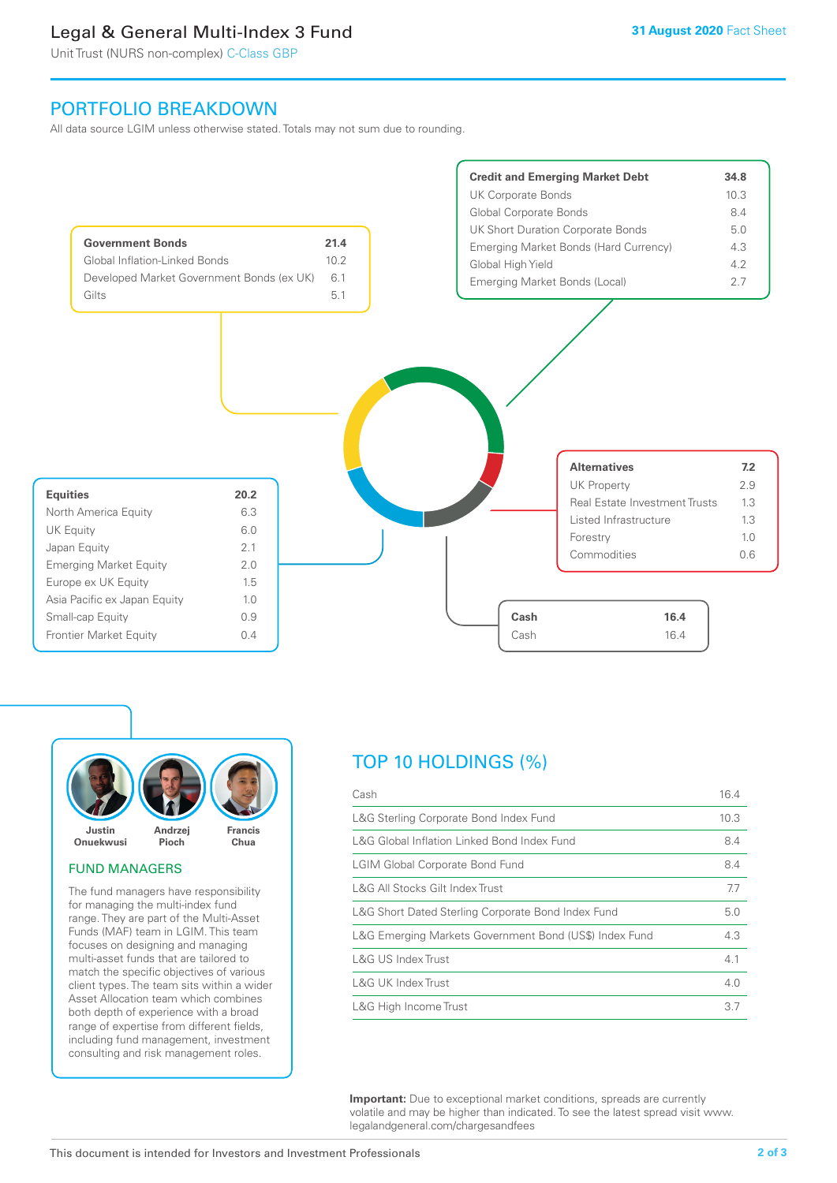# Legal & General Multi-Index 3 Fund

Unit Trust (NURS non-complex) C-Class GBP

31 August 2020 Fact Sheet

## PORTFOLIO BREAKDOWN

All data source LGIM unless otherwise stated. Totals may not sum due to rounding.

| Credit and Emerging Market Debt | 34.8 |
|---|---|
| UK Corporate Bonds | 10.3 |
| Global Corporate Bonds | 8.4 |
| UK Short Duration Corporate Bonds | 5.0 |
| Emerging Market Bonds (Hard Currency) | 4.3 |
| Global High Yield | 4.2 |
| Emerging Market Bonds (Local) | 2.7 |

| Government Bonds | 21.4 |
|---|---|
| Global Inflation-Linked Bonds | 10.2 |
| Developed Market Government Bonds (ex UK) | 6.1 |
| Gilts | 5.1 |

| Equities | 20.2 |
|---|---|
| North America Equity | 6.3 |
| UK Equity | 6.0 |
| Japan Equity | 2.1 |
| Emerging Market Equity | 2.0 |
| Europe ex UK Equity | 1.5 |
| Asia Pacific ex Japan Equity | 1.0 |
| Small-cap Equity | 0.9 |
| Frontier Market Equity | 0.4 |

| Alternatives | 7.2 |
|---|---|
| UK Property | 2.9 |
| Real Estate Investment Trusts | 1.3 |
| Listed Infrastructure | 1.3 |
| Forestry | 1.0 |
| Commodities | 0.6 |

| Cash | 16.4 |
|---|---|
| Cash | 16.4 |

Justin Onuekwusi, Andrzej Pioch, Francis Chua

### FUND MANAGERS

The fund managers have responsibility for managing the multi-index fund range. They are part of the Multi-Asset Funds (MAF) team in LGIM. This team focuses on designing and managing multi-asset funds that are tailored to match the specific objectives of various client types. The team sits within a wider Asset Allocation team which combines both depth of experience with a broad range of expertise from different fields, including fund management, investment consulting and risk management roles.

## TOP 10 HOLDINGS (%)

| Holding | % |
|---|---|
| Cash | 16.4 |
| L&G Sterling Corporate Bond Index Fund | 10.3 |
| L&G Global Inflation Linked Bond Index Fund | 8.4 |
| LGIM Global Corporate Bond Fund | 8.4 |
| L&G All Stocks Gilt Index Trust | 7.7 |
| L&G Short Dated Sterling Corporate Bond Index Fund | 5.0 |
| L&G Emerging Markets Government Bond (US$) Index Fund | 4.3 |
| L&G US Index Trust | 4.1 |
| L&G UK Index Trust | 4.0 |
| L&G High Income Trust | 3.7 |

**Important:** Due to exceptional market conditions, spreads are currently volatile and may be higher than indicated. To see the latest spread visit www.legalandgeneral.com/chargesandfees

This document is intended for Investors and Investment Professionals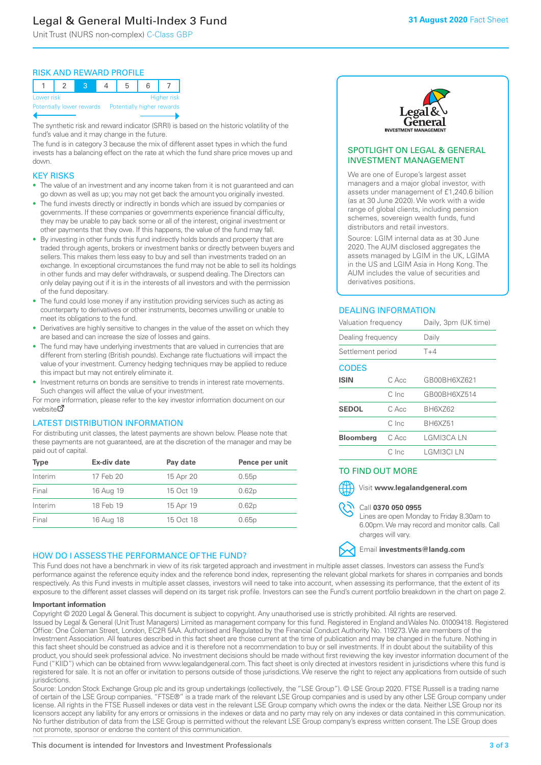# Legal & General Multi-Index 3 Fund

Unit Trust (NURS non-complex) C-Class GBP

**31 August 2020** Fact Sheet

## RISK AND REWARD PROFILE

| 1 | 2 | 3 | 4 | 5 | 6 | 7 |
|---|---|---|---|---|---|---|

Lower risk — Higher risk

Potentially lower rewards — Potentially higher rewards

The synthetic risk and reward indicator (SRRI) is based on the historic volatility of the fund's value and it may change in the future.

The fund is in category 3 because the mix of different asset types in which the fund invests has a balancing effect on the rate at which the fund share price moves up and down.

## KEY RISKS

- The value of an investment and any income taken from it is not guaranteed and can go down as well as up; you may not get back the amount you originally invested.
- The fund invests directly or indirectly in bonds which are issued by companies or governments. If these companies or governments experience financial difficulty, they may be unable to pay back some or all of the interest, original investment or other payments that they owe. If this happens, the value of the fund may fall.
- By investing in other funds this fund indirectly holds bonds and property that are traded through agents, brokers or investment banks or directly between buyers and sellers. This makes them less easy to buy and sell than investments traded on an exchange. In exceptional circumstances the fund may not be able to sell its holdings in other funds and may defer withdrawals, or suspend dealing. The Directors can only delay paying out if it is in the interests of all investors and with the permission of the fund depositary.
- The fund could lose money if any institution providing services such as acting as counterparty to derivatives or other instruments, becomes unwilling or unable to meet its obligations to the fund.
- Derivatives are highly sensitive to changes in the value of the asset on which they are based and can increase the size of losses and gains.
- The fund may have underlying investments that are valued in currencies that are different from sterling (British pounds). Exchange rate fluctuations will impact the value of your investment. Currency hedging techniques may be applied to reduce this impact but may not entirely eliminate it.
- Investment returns on bonds are sensitive to trends in interest rate movements. Such changes will affect the value of your investment.

For more information, please refer to the key investor information document on our website

## LATEST DISTRIBUTION INFORMATION

For distributing unit classes, the latest payments are shown below. Please note that these payments are not guaranteed, are at the discretion of the manager and may be paid out of capital.

| Type | Ex-div date | Pay date | Pence per unit |
|---|---|---|---|
| Interim | 17 Feb 20 | 15 Apr 20 | 0.55p |
| Final | 16 Aug 19 | 15 Oct 19 | 0.62p |
| Interim | 18 Feb 19 | 15 Apr 19 | 0.62p |
| Final | 16 Aug 18 | 15 Oct 18 | 0.65p |

## SPOTLIGHT ON LEGAL & GENERAL INVESTMENT MANAGEMENT

We are one of Europe's largest asset managers and a major global investor, with assets under management of £1,240.6 billion (as at 30 June 2020). We work with a wide range of global clients, including pension schemes, sovereign wealth funds, fund distributors and retail investors.

Source: LGIM internal data as at 30 June 2020. The AUM disclosed aggregates the assets managed by LGIM in the UK, LGIMA in the US and LGIM Asia in Hong Kong. The AUM includes the value of securities and derivatives positions.

## DEALING INFORMATION

| | |
|---|---|
| Valuation frequency | Daily, 3pm (UK time) |
| Dealing frequency | Daily |
| Settlement period | T+4 |

## CODES

| | | |
|---|---|---|
| **ISIN** | C Acc | GB00BH6XZ621 |
| | C Inc | GB00BH6XZ514 |
| **SEDOL** | C Acc | BH6XZ62 |
| | C Inc | BH6XZ51 |
| **Bloomberg** | C Acc | LGMI3CA LN |
| | C Inc | LGMI3CI LN |

## TO FIND OUT MORE

Visit **www.legalandgeneral.com**

Call **0370 050 0955**
Lines are open Monday to Friday 8.30am to 6.00pm. We may record and monitor calls. Call charges will vary.

Email **investments@landg.com**

## HOW DO I ASSESS THE PERFORMANCE OF THE FUND?

This Fund does not have a benchmark in view of its risk targeted approach and investment in multiple asset classes. Investors can assess the Fund's performance against the reference equity index and the reference bond index, representing the relevant global markets for shares in companies and bonds respectively. As this Fund invests in multiple asset classes, investors will need to take into account, when assessing its performance, that the extent of its exposure to the different asset classes will depend on its target risk profile. Investors can see the Fund's current portfolio breakdown in the chart on page 2.

**Important information**

Copyright © 2020 Legal & General. This document is subject to copyright. Any unauthorised use is strictly prohibited. All rights are reserved. Issued by Legal & General (Unit Trust Managers) Limited as management company for this fund. Registered in England and Wales No. 01009418. Registered Office: One Coleman Street, London, EC2R 5AA. Authorised and Regulated by the Financial Conduct Authority No. 119273. We are members of the Investment Association. All features described in this fact sheet are those current at the time of publication and may be changed in the future. Nothing in this fact sheet should be construed as advice and it is therefore not a recommendation to buy or sell investments. If in doubt about the suitability of this product, you should seek professional advice. No investment decisions should be made without first reviewing the key investor information document of the Fund ("KIID") which can be obtained from www.legalandgeneral.com. This fact sheet is only directed at investors resident in jurisdictions where this fund is registered for sale. It is not an offer or invitation to persons outside of those jurisdictions. We reserve the right to reject any applications from outside of such jurisdictions.

Source: London Stock Exchange Group plc and its group undertakings (collectively, the "LSE Group"). © LSE Group 2020. FTSE Russell is a trading name of certain of the LSE Group companies. "FTSE®" is a trade mark of the relevant LSE Group companies and is used by any other LSE Group company under license. All rights in the FTSE Russell indexes or data vest in the relevant LSE Group company which owns the index or the data. Neither LSE Group nor its licensors accept any liability for any errors or omissions in the indexes or data and no party may rely on any indexes or data contained in this communication. No further distribution of data from the LSE Group is permitted without the relevant LSE Group company's express written consent. The LSE Group does not promote, sponsor or endorse the content of this communication.

This document is intended for Investors and Investment Professionals